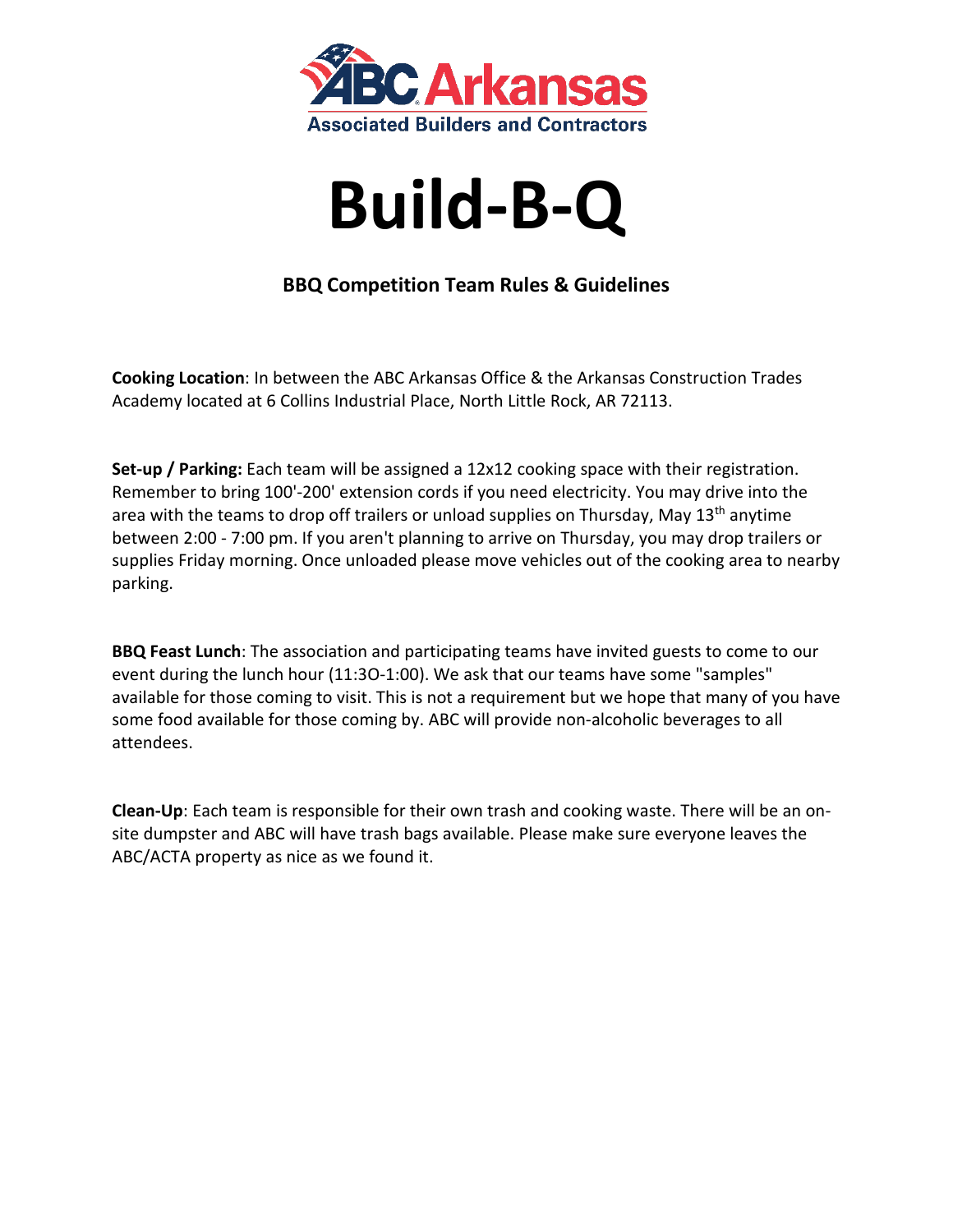ABC Arkansas
Associated Builders and Contractors

# Build-B-Q

## BBQ Competition Team Rules & Guidelines

**Cooking Location**: In between the ABC Arkansas Office & the Arkansas Construction Trades Academy located at 6 Collins Industrial Place, North Little Rock, AR 72113.

**Set-up / Parking:** Each team will be assigned a 12x12 cooking space with their registration. Remember to bring 100'-200' extension cords if you need electricity. You may drive into the area with the teams to drop off trailers or unload supplies on Thursday, May 13th anytime between 2:00 - 7:00 pm. If you aren't planning to arrive on Thursday, you may drop trailers or supplies Friday morning. Once unloaded please move vehicles out of the cooking area to nearby parking.

**BBQ Feast Lunch**: The association and participating teams have invited guests to come to our event during the lunch hour (11:3O-1:00). We ask that our teams have some "samples" available for those coming to visit. This is not a requirement but we hope that many of you have some food available for those coming by. ABC will provide non-alcoholic beverages to all attendees.

**Clean-Up**: Each team is responsible for their own trash and cooking waste. There will be an on-site dumpster and ABC will have trash bags available. Please make sure everyone leaves the ABC/ACTA property as nice as we found it.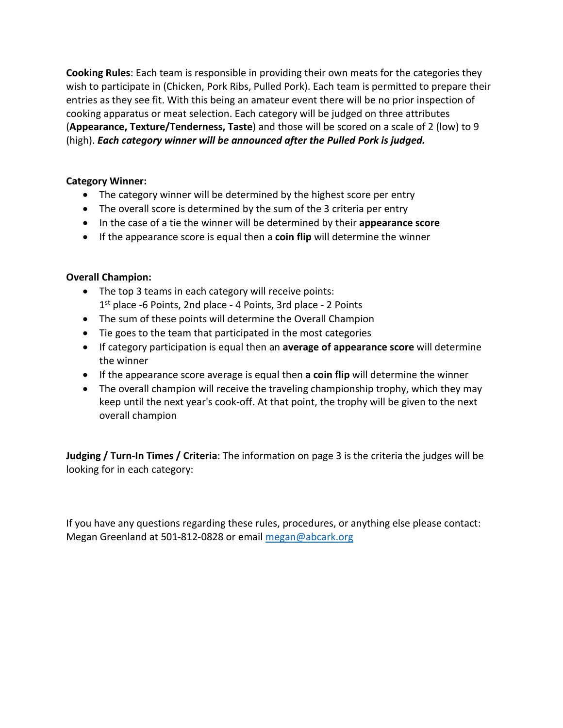**Cooking Rules**: Each team is responsible in providing their own meats for the categories they wish to participate in (Chicken, Pork Ribs, Pulled Pork). Each team is permitted to prepare their entries as they see fit. With this being an amateur event there will be no prior inspection of cooking apparatus or meat selection. Each category will be judged on three attributes (**Appearance, Texture/Tenderness, Taste**) and those will be scored on a scale of 2 (low) to 9 (high). ***Each category winner will be announced after the Pulled Pork is judged.***

**Category Winner:**

- The category winner will be determined by the highest score per entry
- The overall score is determined by the sum of the 3 criteria per entry
- In the case of a tie the winner will be determined by their **appearance score**
- If the appearance score is equal then a **coin flip** will determine the winner

**Overall Champion:**

- The top 3 teams in each category will receive points:
  1st place -6 Points, 2nd place - 4 Points, 3rd place - 2 Points
- The sum of these points will determine the Overall Champion
- Tie goes to the team that participated in the most categories
- If category participation is equal then an **average of appearance score** will determine the winner
- If the appearance score average is equal then **a coin flip** will determine the winner
- The overall champion will receive the traveling championship trophy, which they may keep until the next year's cook-off. At that point, the trophy will be given to the next overall champion

**Judging / Turn-In Times / Criteria**: The information on page 3 is the criteria the judges will be looking for in each category:

If you have any questions regarding these rules, procedures, or anything else please contact: Megan Greenland at 501-812-0828 or email megan@abcark.org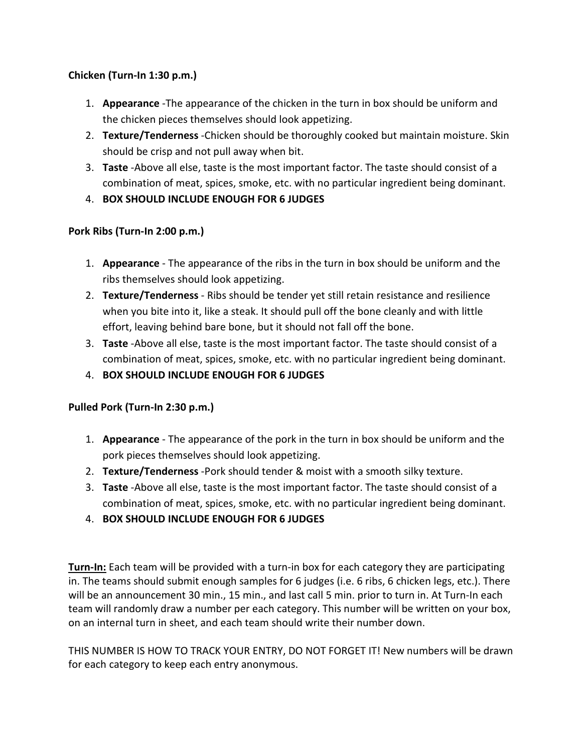**Chicken (Turn-In 1:30 p.m.)**

1. **Appearance** -The appearance of the chicken in the turn in box should be uniform and the chicken pieces themselves should look appetizing.
2. **Texture/Tenderness** -Chicken should be thoroughly cooked but maintain moisture. Skin should be crisp and not pull away when bit.
3. **Taste** -Above all else, taste is the most important factor. The taste should consist of a combination of meat, spices, smoke, etc. with no particular ingredient being dominant.
4. **BOX SHOULD INCLUDE ENOUGH FOR 6 JUDGES**

**Pork Ribs (Turn-In 2:00 p.m.)**

1. **Appearance** - The appearance of the ribs in the turn in box should be uniform and the ribs themselves should look appetizing.
2. **Texture/Tenderness** - Ribs should be tender yet still retain resistance and resilience when you bite into it, like a steak. It should pull off the bone cleanly and with little effort, leaving behind bare bone, but it should not fall off the bone.
3. **Taste** -Above all else, taste is the most important factor. The taste should consist of a combination of meat, spices, smoke, etc. with no particular ingredient being dominant.
4. **BOX SHOULD INCLUDE ENOUGH FOR 6 JUDGES**

**Pulled Pork (Turn-In 2:30 p.m.)**

1. **Appearance** - The appearance of the pork in the turn in box should be uniform and the pork pieces themselves should look appetizing.
2. **Texture/Tenderness** -Pork should tender & moist with a smooth silky texture.
3. **Taste** -Above all else, taste is the most important factor. The taste should consist of a combination of meat, spices, smoke, etc. with no particular ingredient being dominant.
4. **BOX SHOULD INCLUDE ENOUGH FOR 6 JUDGES**

**Turn-In:** Each team will be provided with a turn-in box for each category they are participating in. The teams should submit enough samples for 6 judges (i.e. 6 ribs, 6 chicken legs, etc.). There will be an announcement 30 min., 15 min., and last call 5 min. prior to turn in. At Turn-In each team will randomly draw a number per each category. This number will be written on your box, on an internal turn in sheet, and each team should write their number down.

THIS NUMBER IS HOW TO TRACK YOUR ENTRY, DO NOT FORGET IT! New numbers will be drawn for each category to keep each entry anonymous.